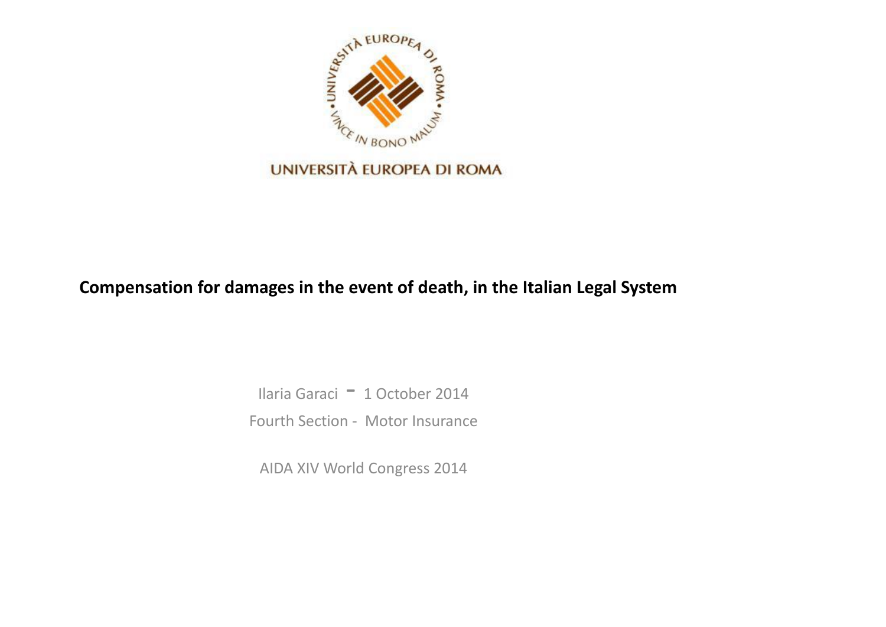UNIVERSITÀ EUROPEA DI ROMA

# Compensation for damages in the event of death, in the Italian Legal System

Ilaria Garaci - 1 October 2014

Fourth Section - Motor Insurance

AIDA XIV World Congress 2014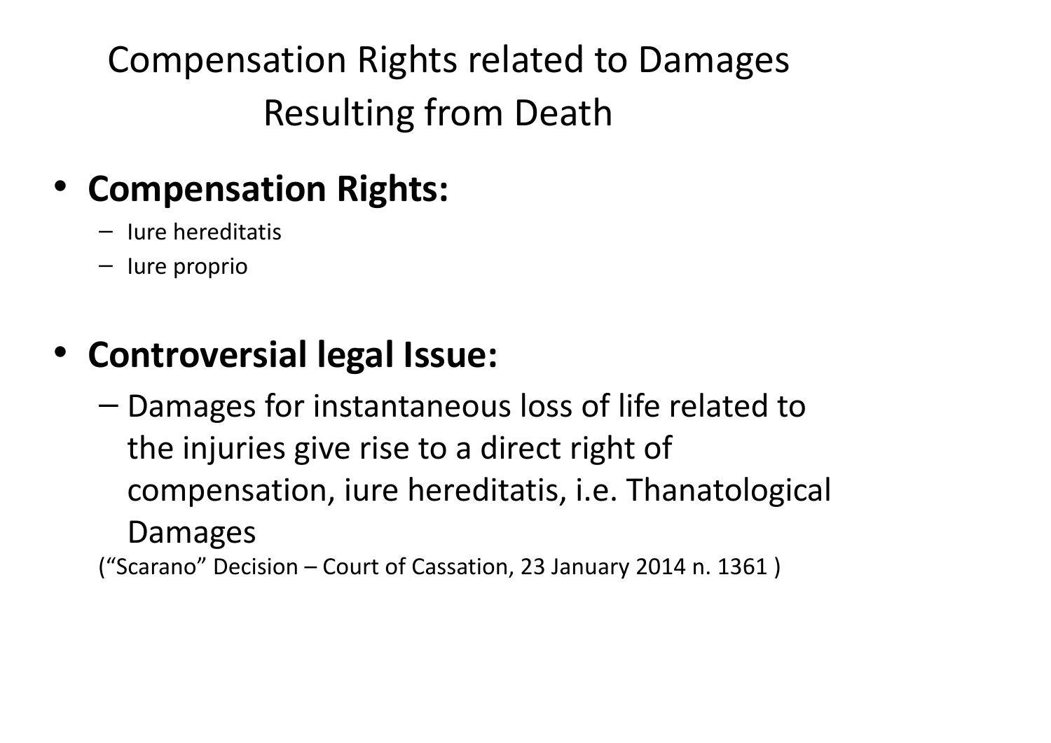# Compensation Rights related to Damages Resulting from Death

- **Compensation Rights:**
  - Iure hereditatis
  - Iure proprio

- **Controversial legal Issue:**
  - Damages for instantaneous loss of life related to the injuries give rise to a direct right of compensation, iure hereditatis, i.e. Thanatological Damages

("Scarano" Decision – Court of Cassation, 23 January 2014 n. 1361 )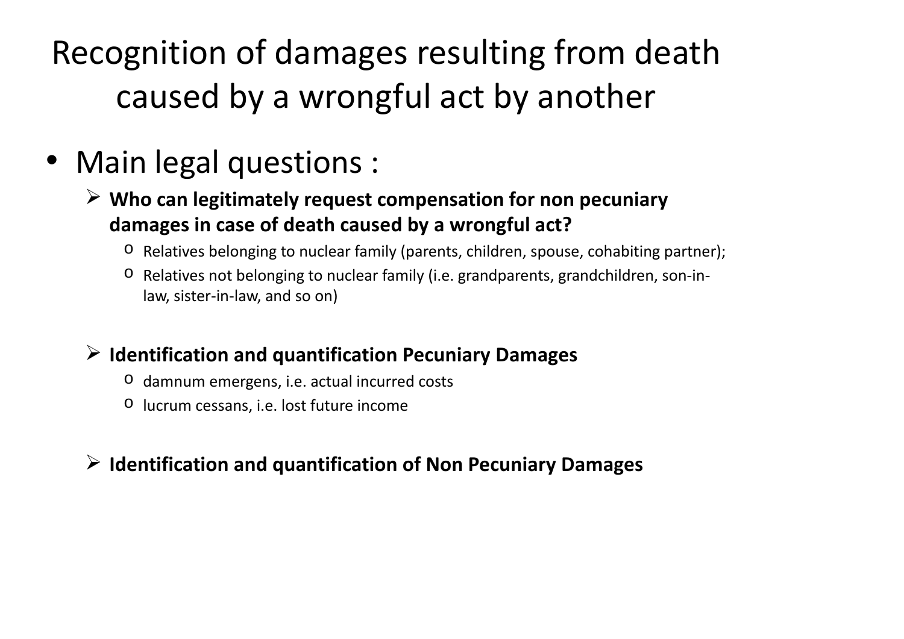# Recognition of damages resulting from death caused by a wrongful act by another

- Main legal questions :
  - **Who can legitimately request compensation for non pecuniary damages in case of death caused by a wrongful act?**
    - Relatives belonging to nuclear family (parents, children, spouse, cohabiting partner);
    - Relatives not belonging to nuclear family (i.e. grandparents, grandchildren, son-in-law, sister-in-law, and so on)
  - **Identification and quantification Pecuniary Damages**
    - damnum emergens, i.e. actual incurred costs
    - lucrum cessans, i.e. lost future income
  - **Identification and quantification of Non Pecuniary Damages**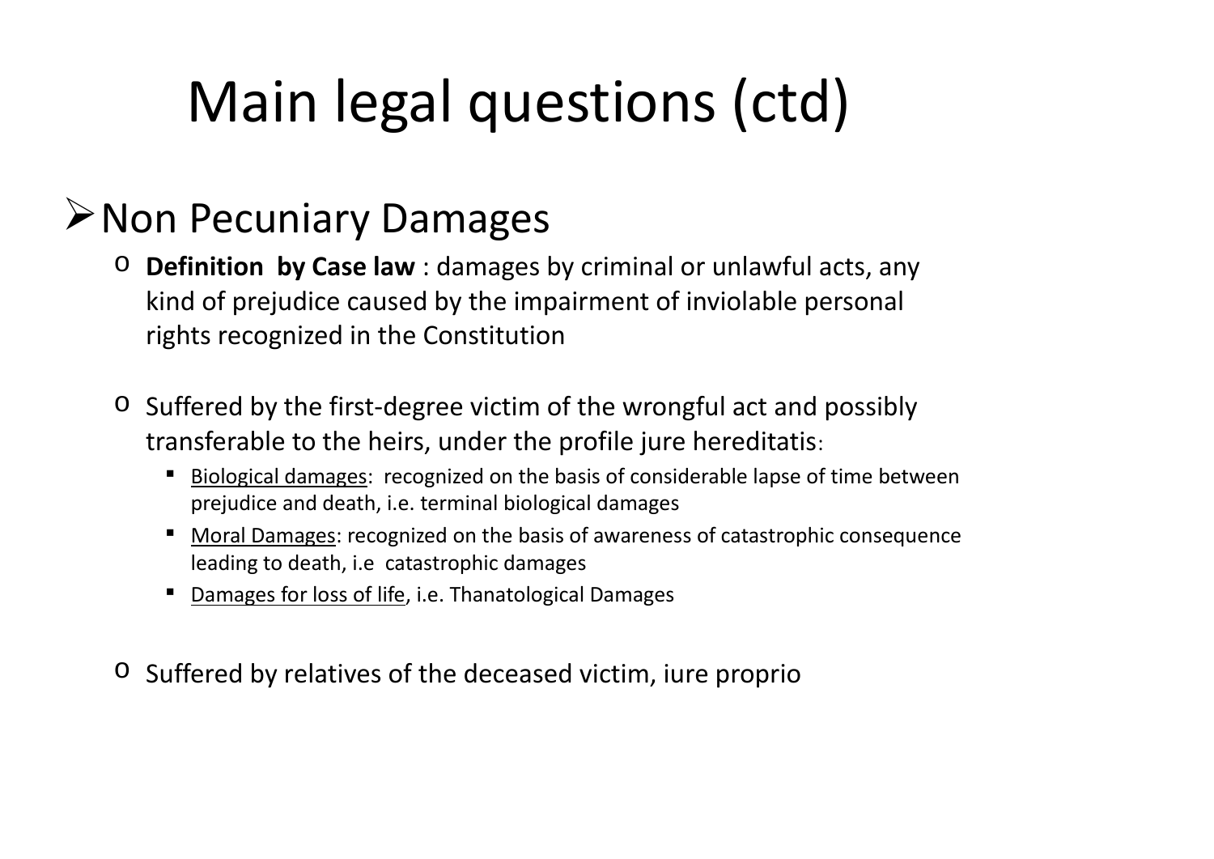# Main legal questions (ctd)

## Non Pecuniary Damages

- **Definition by Case law** : damages by criminal or unlawful acts, any kind of prejudice caused by the impairment of inviolable personal rights recognized in the Constitution

- Suffered by the first-degree victim of the wrongful act and possibly transferable to the heirs, under the profile jure hereditatis:
  - Biological damages: recognized on the basis of considerable lapse of time between prejudice and death, i.e. terminal biological damages
  - Moral Damages: recognized on the basis of awareness of catastrophic consequence leading to death, i.e catastrophic damages
  - Damages for loss of life, i.e. Thanatological Damages

- Suffered by relatives of the deceased victim, iure proprio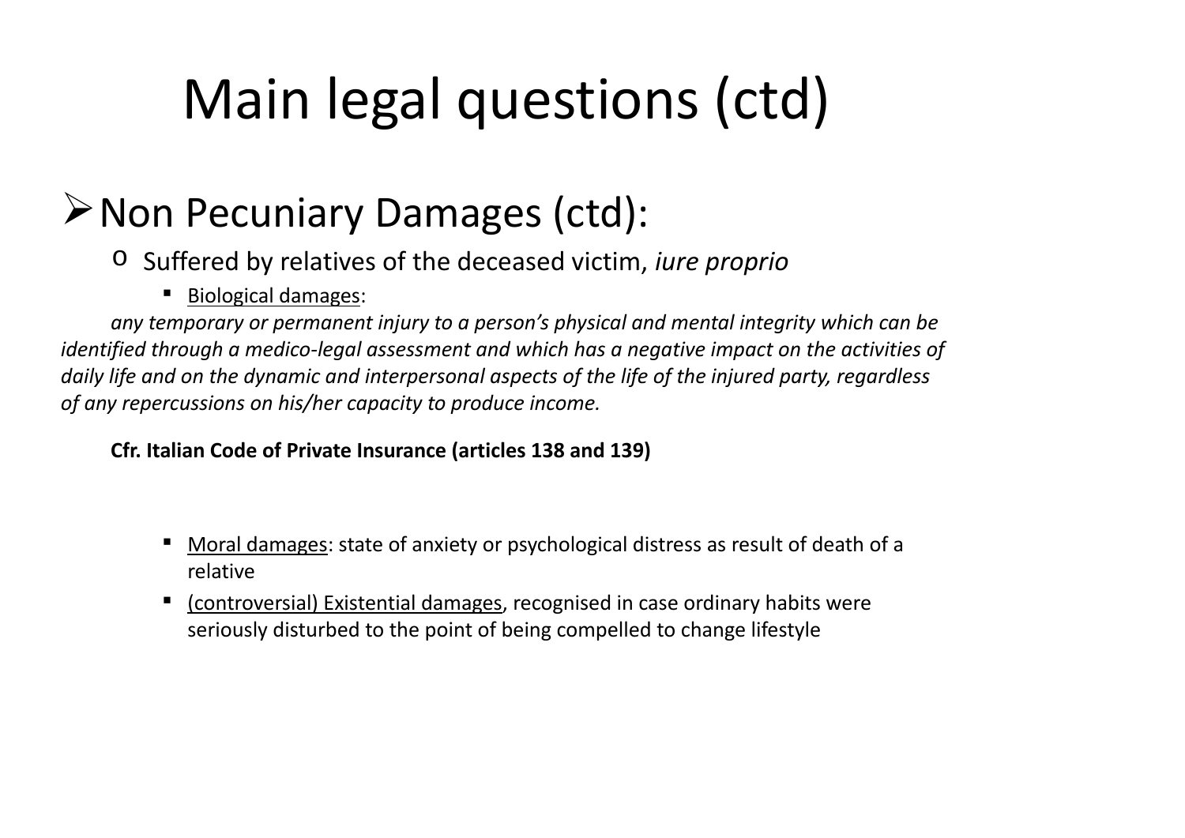# Main legal questions (ctd)

- Non Pecuniary Damages (ctd):
  - Suffered by relatives of the deceased victim, *iure proprio*
    - <u>Biological damages</u>:

*any temporary or permanent injury to a person's physical and mental integrity which can be identified through a medico-legal assessment and which has a negative impact on the activities of daily life and on the dynamic and interpersonal aspects of the life of the injured party, regardless of any repercussions on his/her capacity to produce income.*

**Cfr. Italian Code of Private Insurance (articles 138 and 139)**

    - <u>Moral damages</u>: state of anxiety or psychological distress as result of death of a relative
    - <u>(controversial) Existential damages</u>, recognised in case ordinary habits were seriously disturbed to the point of being compelled to change lifestyle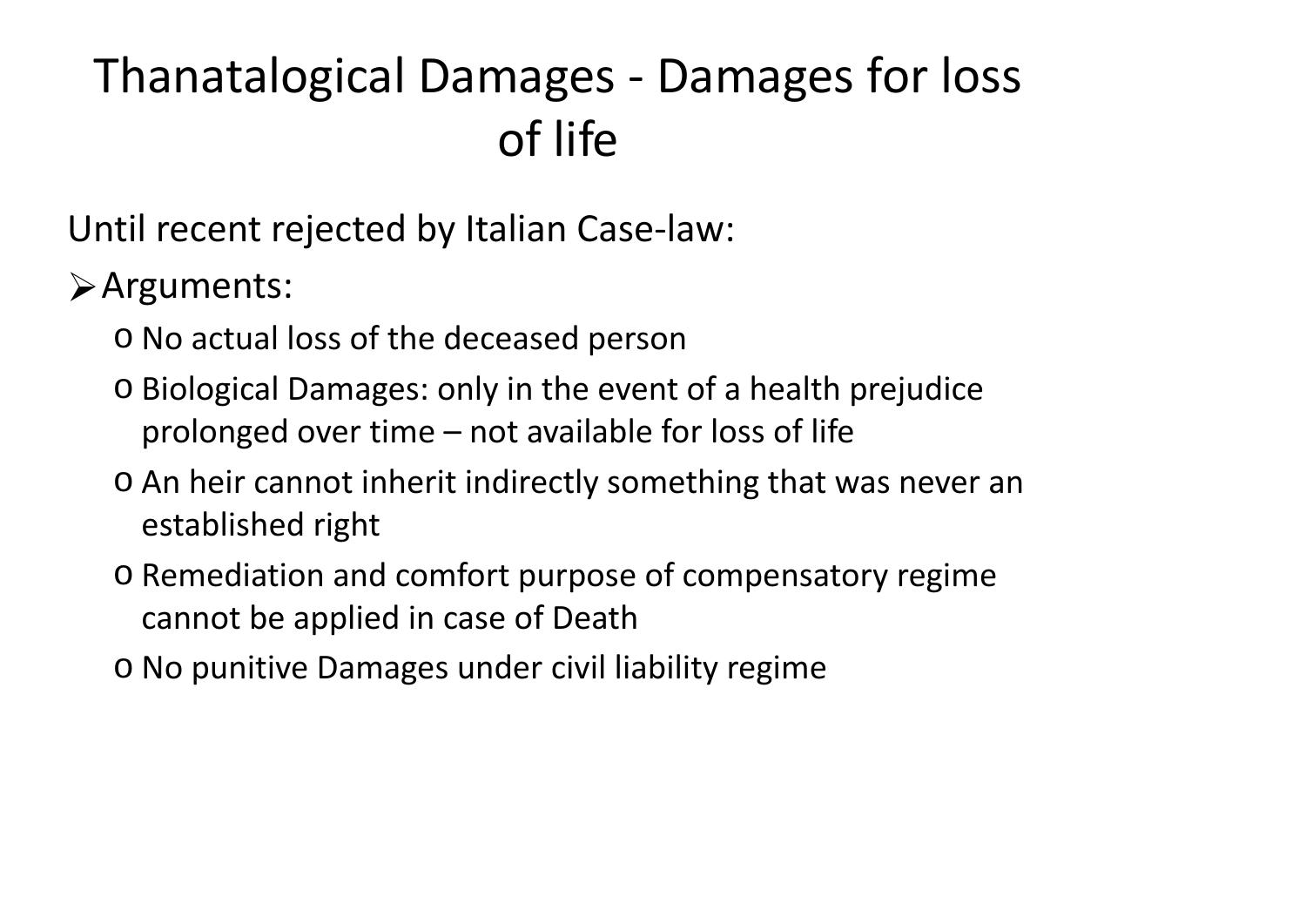# Thanatalogical Damages - Damages for loss of life

Until recent rejected by Italian Case-law:

- Arguments:
  - No actual loss of the deceased person
  - Biological Damages: only in the event of a health prejudice prolonged over time – not available for loss of life
  - An heir cannot inherit indirectly something that was never an established right
  - Remediation and comfort purpose of compensatory regime cannot be applied in case of Death
  - No punitive Damages under civil liability regime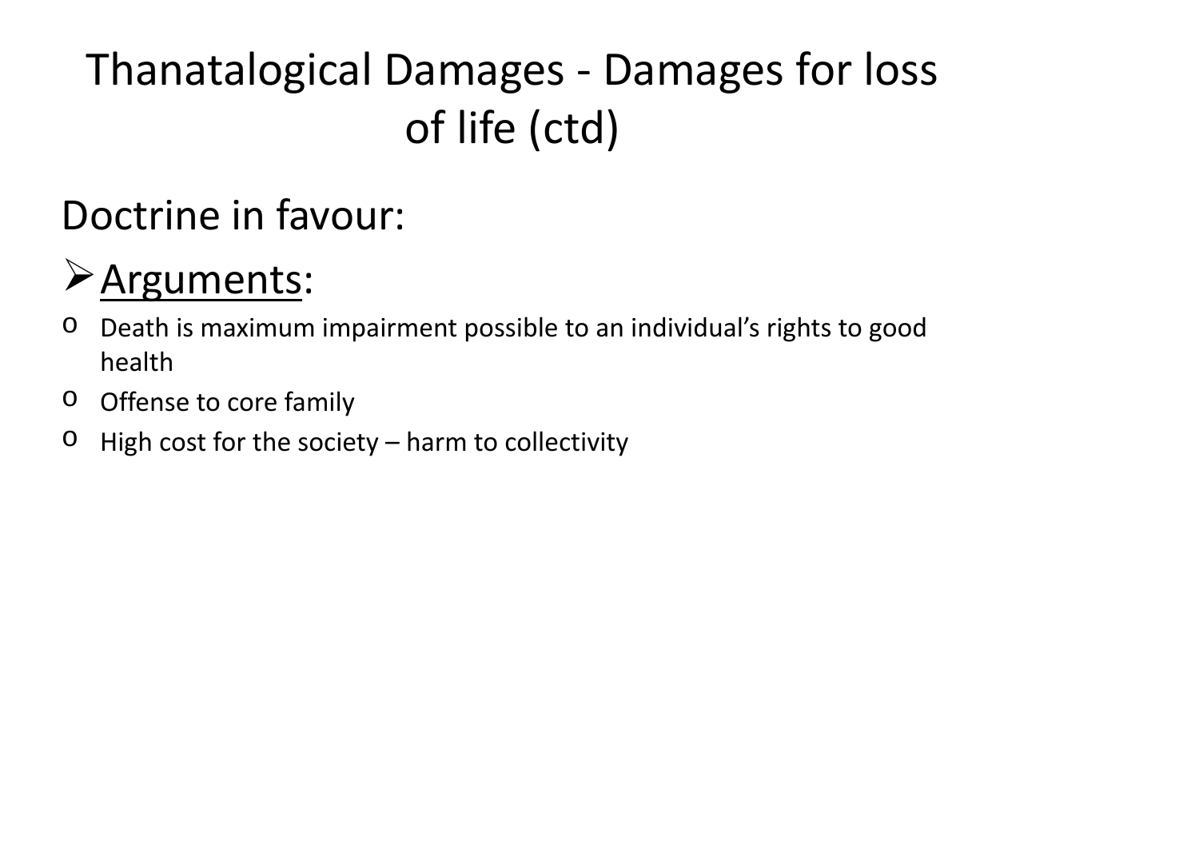# Thanatalogical Damages - Damages for loss of life (ctd)

## Doctrine in favour:

### Arguments:

- Death is maximum impairment possible to an individual's rights to good health
- Offense to core family
- High cost for the society – harm to collectivity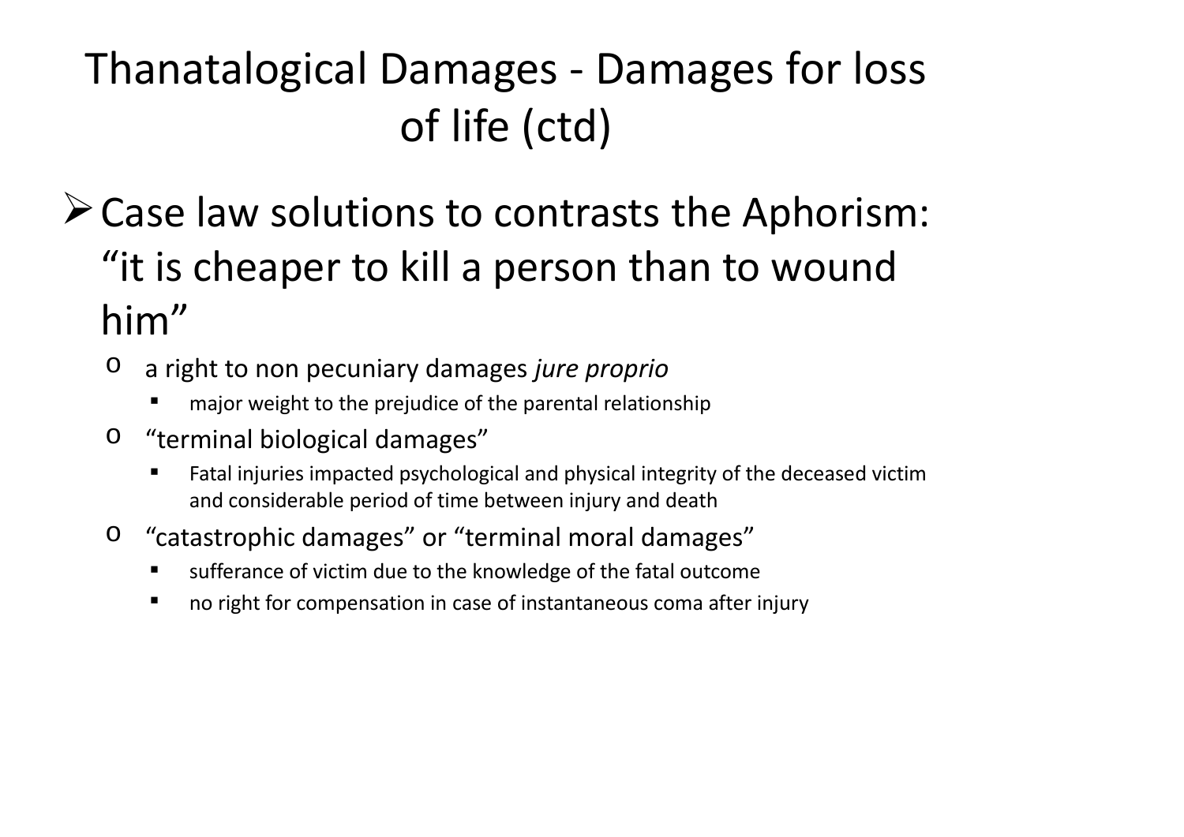# Thanatalogical Damages - Damages for loss of life (ctd)

- Case law solutions to contrasts the Aphorism: “it is cheaper to kill a person than to wound him”
  - a right to non pecuniary damages *jure proprio*
    - major weight to the prejudice of the parental relationship
  - “terminal biological damages”
    - Fatal injuries impacted psychological and physical integrity of the deceased victim and considerable period of time between injury and death
  - “catastrophic damages” or “terminal moral damages”
    - sufferance of victim due to the knowledge of the fatal outcome
    - no right for compensation in case of instantaneous coma after injury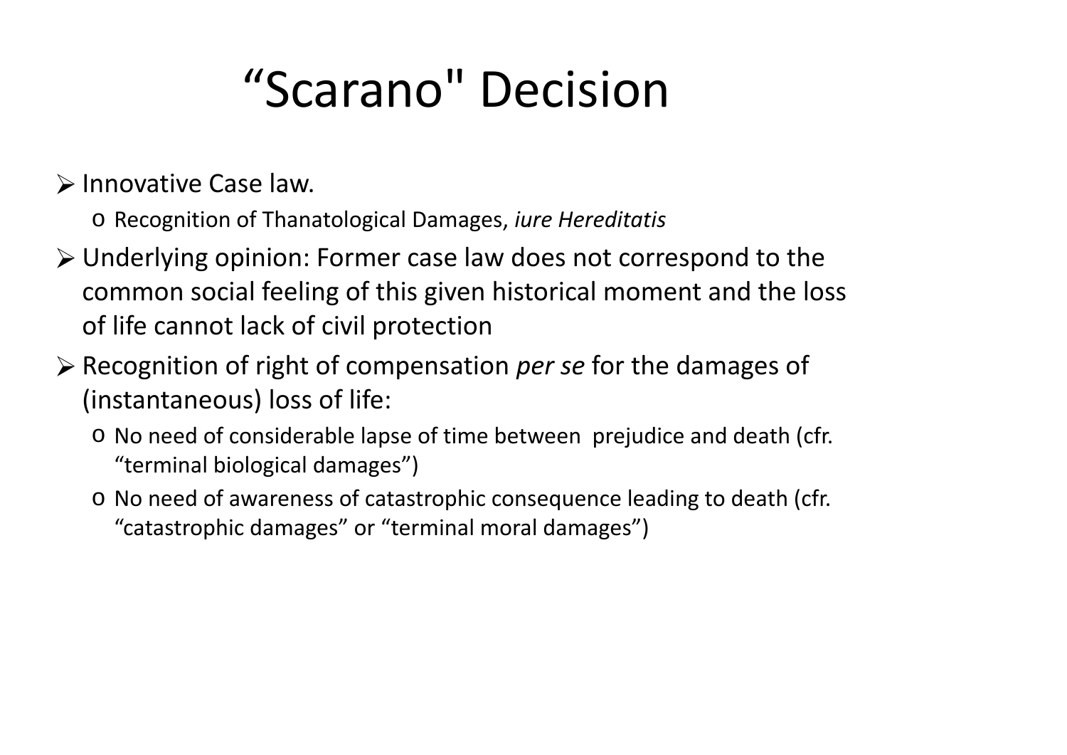# “Scarano" Decision

- Innovative Case law.
  - Recognition of Thanatological Damages, *iure Hereditatis*
- Underlying opinion: Former case law does not correspond to the common social feeling of this given historical moment and the loss of life cannot lack of civil protection
- Recognition of right of compensation *per se* for the damages of (instantaneous) loss of life:
  - No need of considerable lapse of time between prejudice and death (cfr. “terminal biological damages”)
  - No need of awareness of catastrophic consequence leading to death (cfr. “catastrophic damages” or “terminal moral damages”)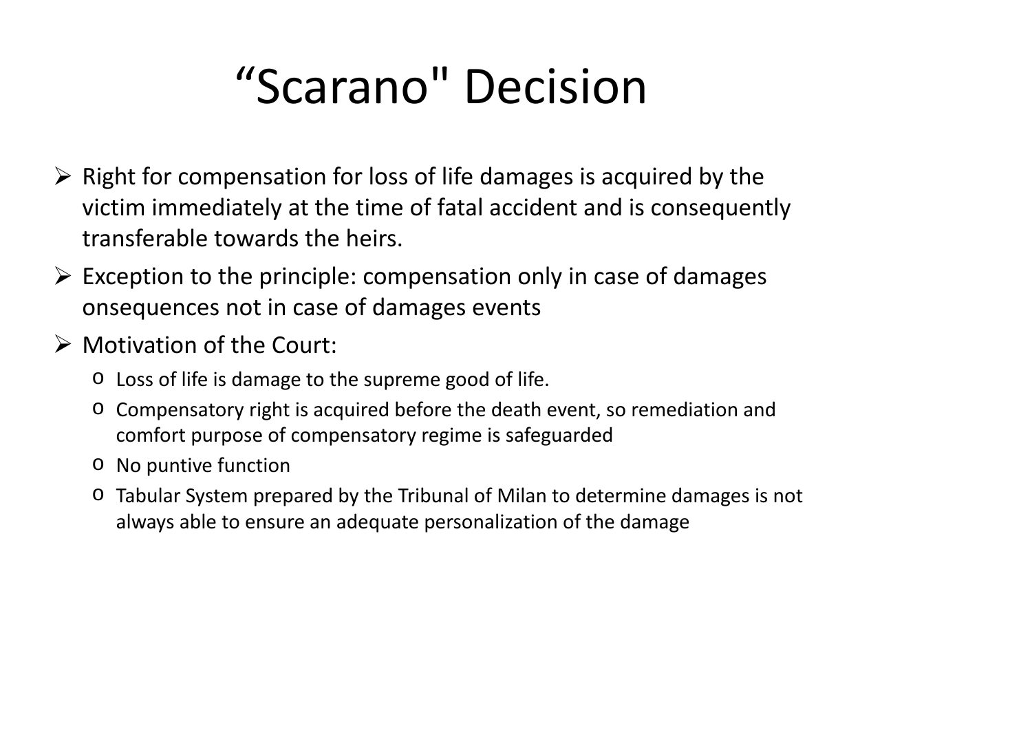# “Scarano" Decision

- Right for compensation for loss of life damages is acquired by the victim immediately at the time of fatal accident and is consequently transferable towards the heirs.
- Exception to the principle: compensation only in case of damages onsequences not in case of damages events
- Motivation of the Court:
  - Loss of life is damage to the supreme good of life.
  - Compensatory right is acquired before the death event, so remediation and comfort purpose of compensatory regime is safeguarded
  - No puntive function
  - Tabular System prepared by the Tribunal of Milan to determine damages is not always able to ensure an adequate personalization of the damage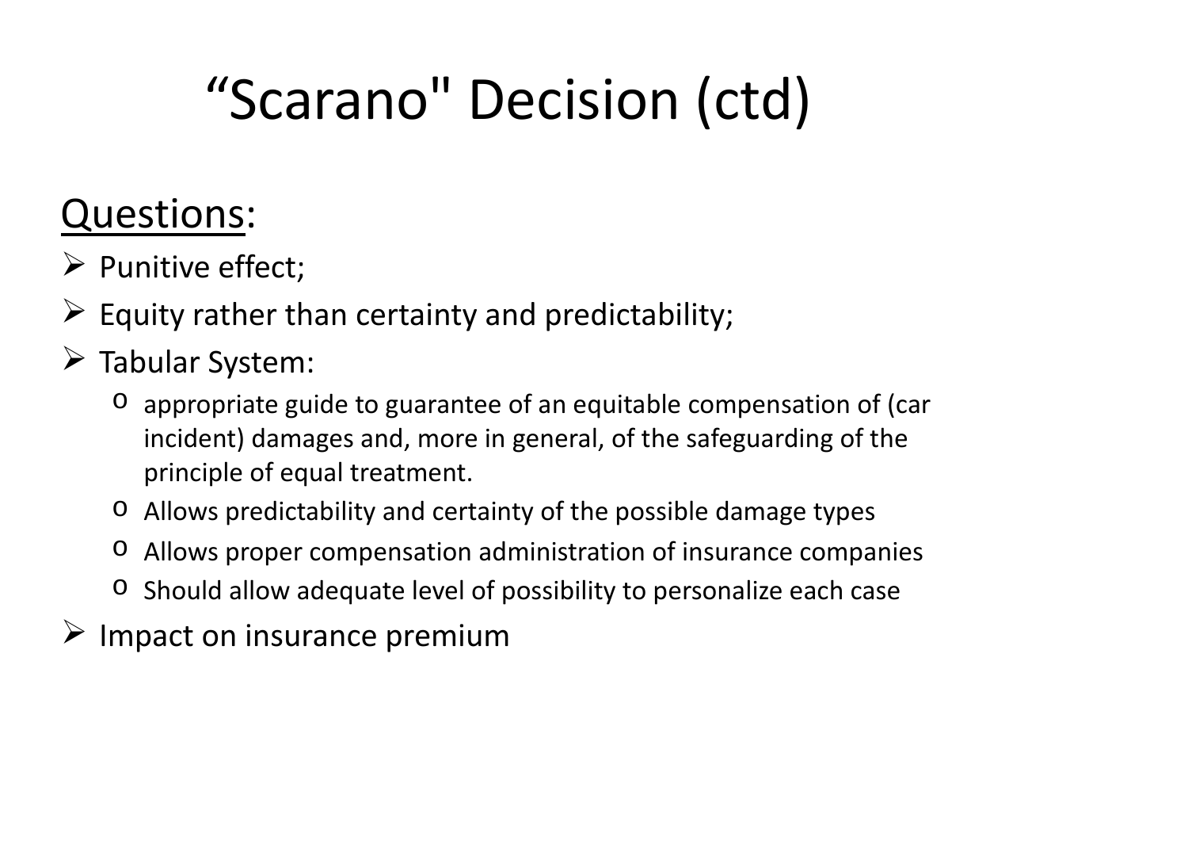# “Scarano" Decision (ctd)

<u>Questions</u>:

- Punitive effect;
- Equity rather than certainty and predictability;
- Tabular System:
  - appropriate guide to guarantee of an equitable compensation of (car incident) damages and, more in general, of the safeguarding of the principle of equal treatment.
  - Allows predictability and certainty of the possible damage types
  - Allows proper compensation administration of insurance companies
  - Should allow adequate level of possibility to personalize each case
- Impact on insurance premium